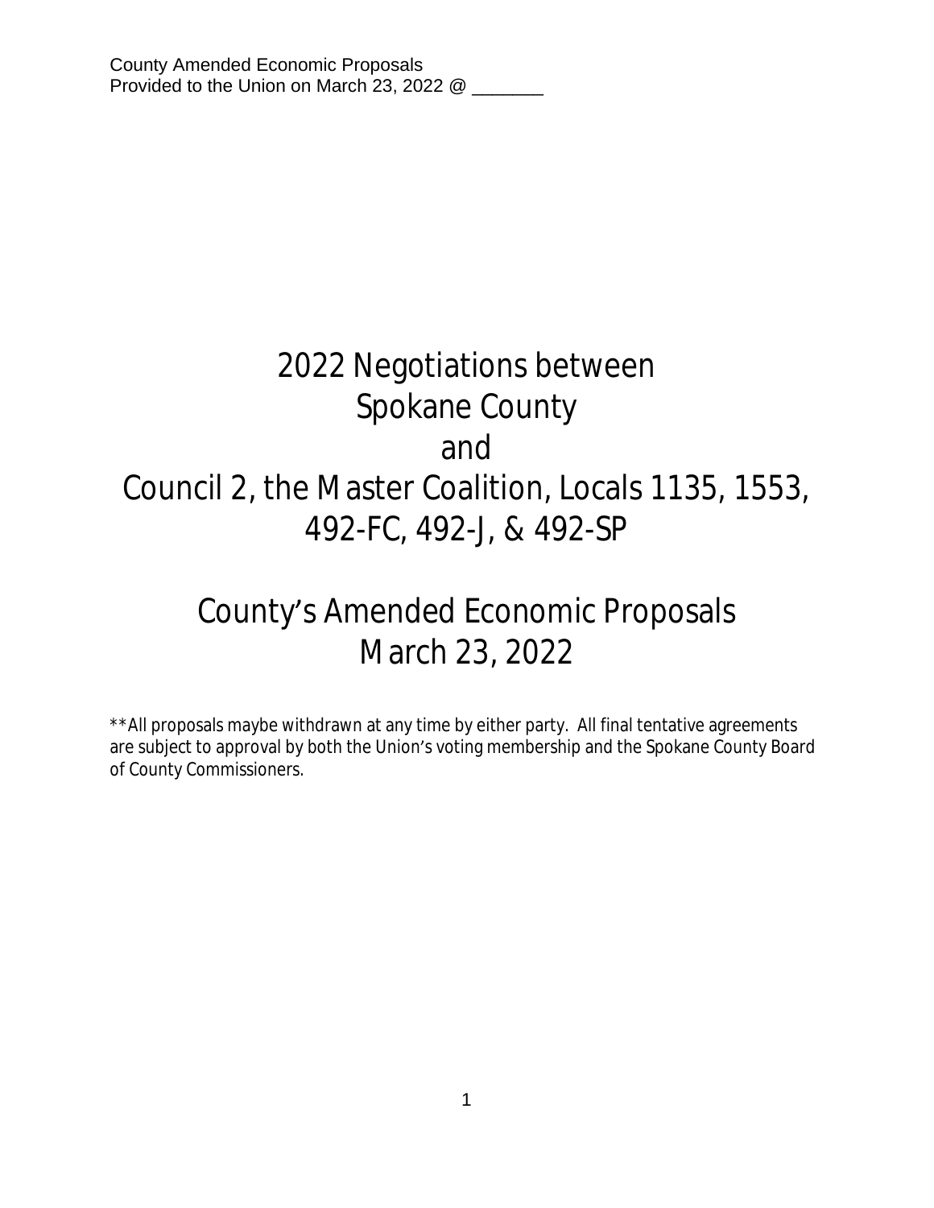County Amended Economic Proposals
Provided to the Union on March 23, 2022 @ _______

# 2022 Negotiations between Spokane County and Council 2, the Master Coalition, Locals 1135, 1553, 492-FC, 492-J, & 492-SP

# County's Amended Economic Proposals March 23, 2022

**All proposals maybe withdrawn at any time by either party. All final tentative agreements are subject to approval by both the Union's voting membership and the Spokane County Board of County Commissioners.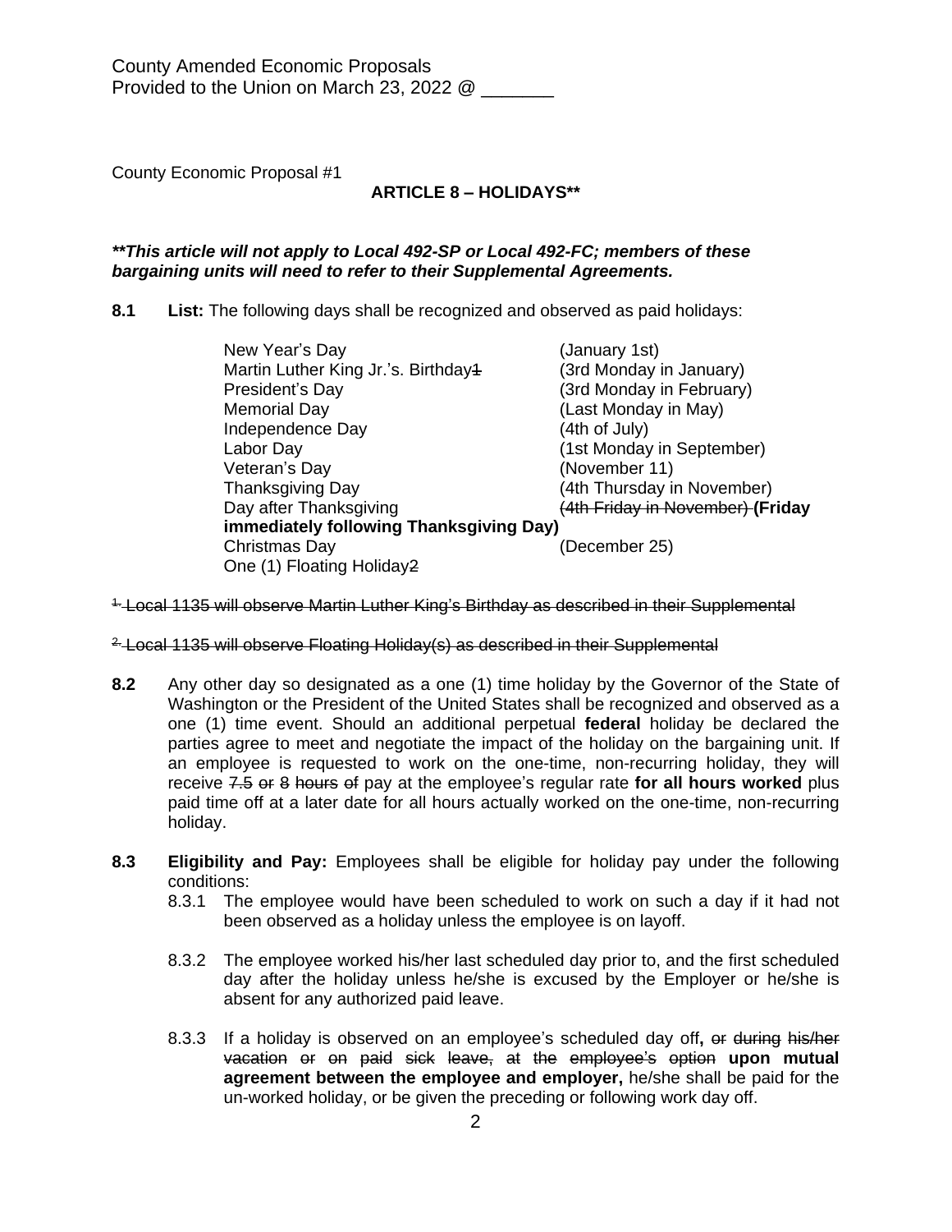County Amended Economic Proposals
Provided to the Union on March 23, 2022 @ _______

County Economic Proposal #1

## ARTICLE 8 – HOLIDAYS**

***This article will not apply to Local 492-SP or Local 492-FC; members of these bargaining units will need to refer to their Supplemental Agreements.***

**8.1 List:** The following days shall be recognized and observed as paid holidays:

| | |
|---|---|
| New Year's Day | (January 1st) |
| Martin Luther King Jr.'s. Birthday~~1~~ | (3rd Monday in January) |
| President's Day | (3rd Monday in February) |
| Memorial Day | (Last Monday in May) |
| Independence Day | (4th of July) |
| Labor Day | (1st Monday in September) |
| Veteran's Day | (November 11) |
| Thanksgiving Day | (4th Thursday in November) |
| Day after Thanksgiving | ~~(4th Friday in November)~~ **(Friday immediately following Thanksgiving Day)** |
| Christmas Day | (December 25) |
| One (1) Floating Holiday~~2~~ | |

~~1. Local 1135 will observe Martin Luther King's Birthday as described in their Supplemental~~

~~2. Local 1135 will observe Floating Holiday(s) as described in their Supplemental~~

**8.2** Any other day so designated as a one (1) time holiday by the Governor of the State of Washington or the President of the United States shall be recognized and observed as a one (1) time event. Should an additional perpetual **federal** holiday be declared the parties agree to meet and negotiate the impact of the holiday on the bargaining unit. If an employee is requested to work on the one-time, non-recurring holiday, they will receive ~~7.5 or 8 hours of~~ pay at the employee's regular rate **for all hours worked** plus paid time off at a later date for all hours actually worked on the one-time, non-recurring holiday.

**8.3 Eligibility and Pay:** Employees shall be eligible for holiday pay under the following conditions:

8.3.1 The employee would have been scheduled to work on such a day if it had not been observed as a holiday unless the employee is on layoff.

8.3.2 The employee worked his/her last scheduled day prior to, and the first scheduled day after the holiday unless he/she is excused by the Employer or he/she is absent for any authorized paid leave.

8.3.3 If a holiday is observed on an employee's scheduled day off**,** ~~or during his/her vacation or on paid sick leave, at the employee's option~~ **upon mutual agreement between the employee and employer,** he/she shall be paid for the un-worked holiday, or be given the preceding or following work day off.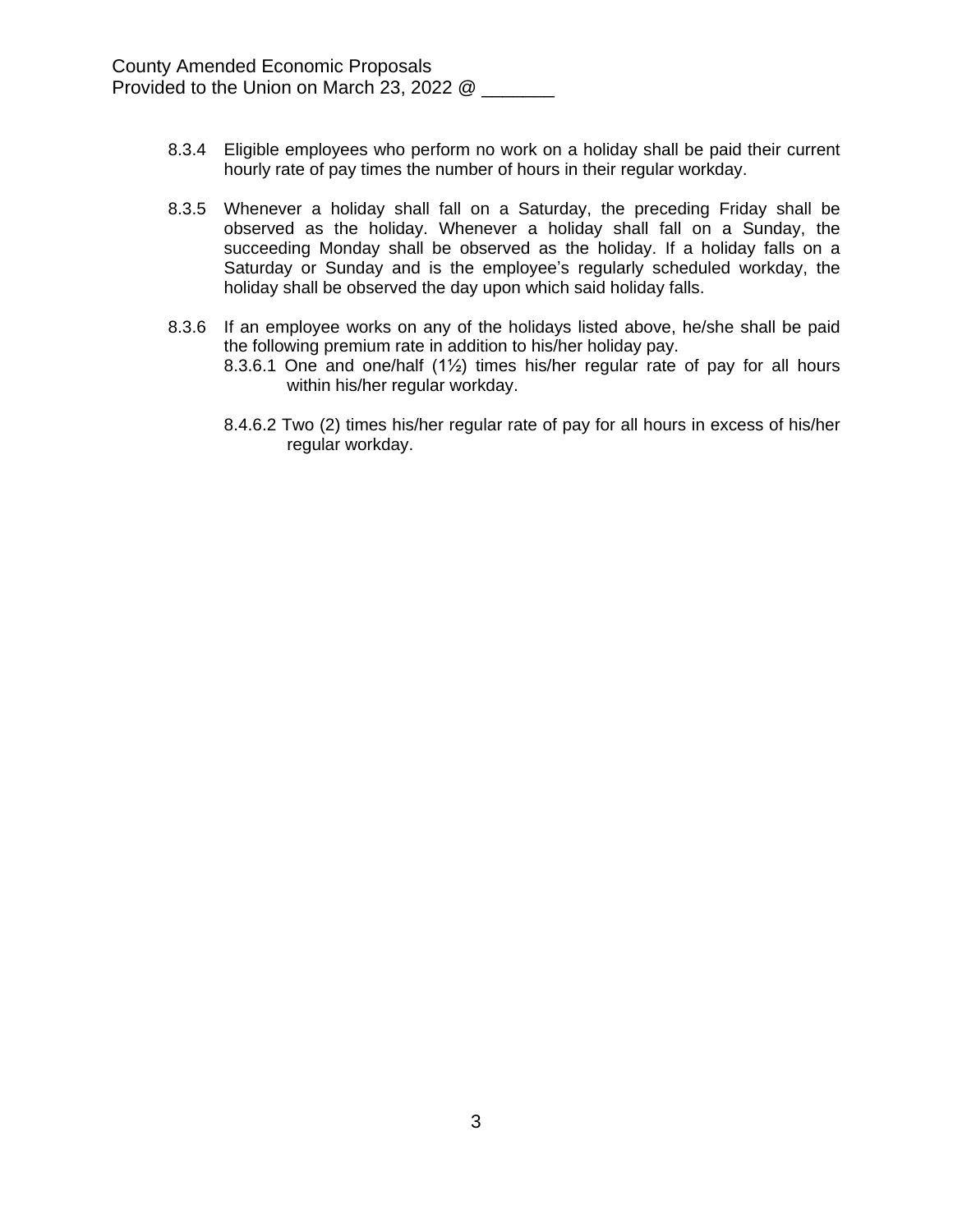8.3.4 Eligible employees who perform no work on a holiday shall be paid their current hourly rate of pay times the number of hours in their regular workday.

8.3.5 Whenever a holiday shall fall on a Saturday, the preceding Friday shall be observed as the holiday. Whenever a holiday shall fall on a Sunday, the succeeding Monday shall be observed as the holiday. If a holiday falls on a Saturday or Sunday and is the employee's regularly scheduled workday, the holiday shall be observed the day upon which said holiday falls.

8.3.6 If an employee works on any of the holidays listed above, he/she shall be paid the following premium rate in addition to his/her holiday pay.

8.3.6.1 One and one/half (1½) times his/her regular rate of pay for all hours within his/her regular workday.

8.4.6.2 Two (2) times his/her regular rate of pay for all hours in excess of his/her regular workday.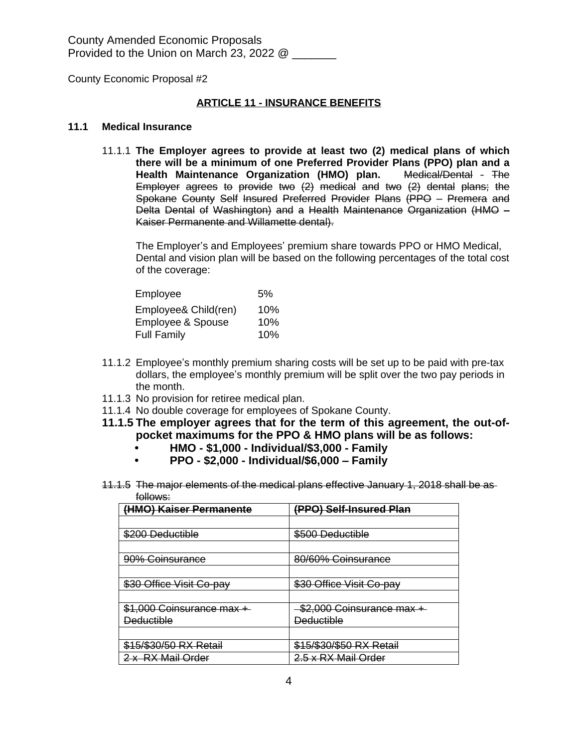County Amended Economic Proposals
Provided to the Union on March 23, 2022 @ _______

County Economic Proposal #2

## ARTICLE 11 - INSURANCE BENEFITS

**11.1 Medical Insurance**

11.1.1 **The Employer agrees to provide at least two (2) medical plans of which there will be a minimum of one Preferred Provider Plans (PPO) plan and a Health Maintenance Organization (HMO) plan.** ~~Medical/Dental - The Employer agrees to provide two (2) medical and two (2) dental plans; the Spokane County Self Insured Preferred Provider Plans (PPO – Premera and Delta Dental of Washington) and a Health Maintenance Organization (HMO – Kaiser Permanente and Willamette dental).~~

The Employer's and Employees' premium share towards PPO or HMO Medical, Dental and vision plan will be based on the following percentages of the total cost of the coverage:

| | |
|---|---|
| Employee | 5% |
| Employee& Child(ren) | 10% |
| Employee & Spouse | 10% |
| Full Family | 10% |

11.1.2 Employee's monthly premium sharing costs will be set up to be paid with pre-tax dollars, the employee's monthly premium will be split over the two pay periods in the month.

11.1.3 No provision for retiree medical plan.

11.1.4 No double coverage for employees of Spokane County.

**11.1.5 The employer agrees that for the term of this agreement, the out-of-pocket maximums for the PPO & HMO plans will be as follows:**

- **HMO - $1,000 - Individual/$3,000 - Family**
- **PPO - $2,000 - Individual/$6,000 – Family**

~~11.1.5 The major elements of the medical plans effective January 1, 2018 shall be as follows:~~

| ~~(HMO) Kaiser Permanente~~ | ~~(PPO) Self-Insured Plan~~ |
|---|---|
| | |
| ~~$200 Deductible~~ | ~~$500 Deductible~~ |
| | |
| ~~90% Coinsurance~~ | ~~80/60% Coinsurance~~ |
| | |
| ~~$30 Office Visit Co-pay~~ | ~~$30 Office Visit Co-pay~~ |
| | |
| ~~$1,000 Coinsurance max + Deductible~~ | ~~$2,000 Coinsurance max + Deductible~~ |
| | |
| ~~$15/$30/50 RX Retail~~ | ~~$15/$30/$50 RX Retail~~ |
| ~~2 x RX Mail Order~~ | ~~2.5 x RX Mail Order~~ |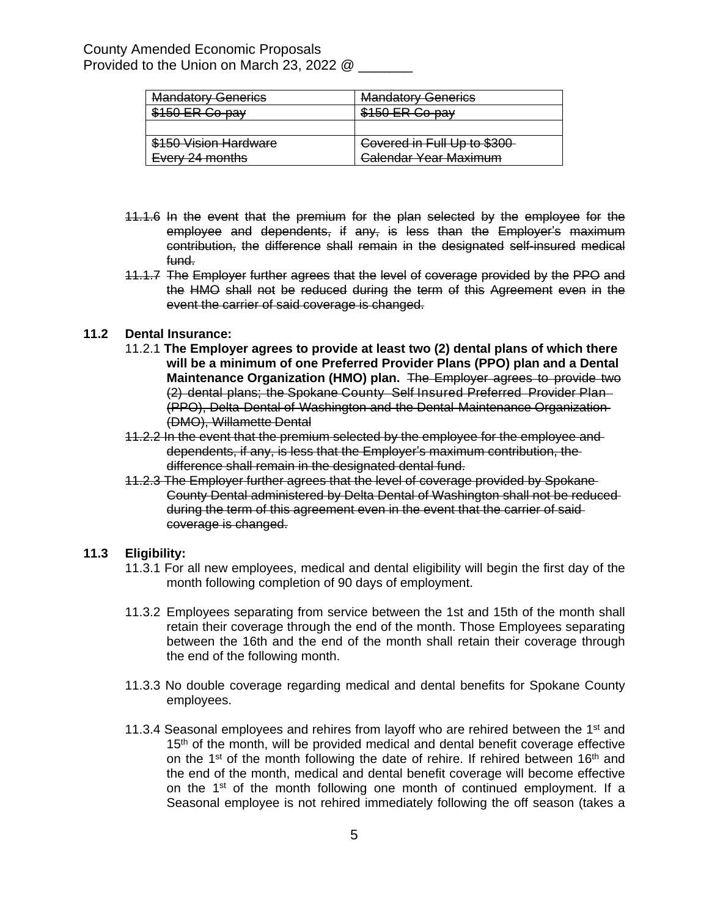County Amended Economic Proposals
Provided to the Union on March 23, 2022 @ _______

| ~~Mandatory Generics~~ | ~~Mandatory Generics~~ |
|---|---|
| ~~$150 ER Co-pay~~ | ~~$150 ER Co-pay~~ |
| | |
| ~~$150 Vision Hardware Every 24 months~~ | ~~Covered in Full Up to $300 Calendar Year Maximum~~ |

- ~~11.1.6 In the event that the premium for the plan selected by the employee for the employee and dependents, if any, is less than the Employer's maximum contribution, the difference shall remain in the designated self-insured medical fund.~~
- ~~11.1.7 The Employer further agrees that the level of coverage provided by the PPO and the HMO shall not be reduced during the term of this Agreement even in the event the carrier of said coverage is changed.~~

**11.2 Dental Insurance:**

11.2.1 **The Employer agrees to provide at least two (2) dental plans of which there will be a minimum of one Preferred Provider Plans (PPO) plan and a Dental Maintenance Organization (HMO) plan.** ~~The Employer agrees to provide two (2) dental plans; the Spokane County Self Insured Preferred Provider Plan (PPO), Delta Dental of Washington and the Dental Maintenance Organization (DMO), Willamette Dental~~

~~11.2.2 In the event that the premium selected by the employee for the employee and dependents, if any, is less that the Employer's maximum contribution, the difference shall remain in the designated dental fund.~~

~~11.2.3 The Employer further agrees that the level of coverage provided by Spokane County Dental administered by Delta Dental of Washington shall not be reduced during the term of this agreement even in the event that the carrier of said coverage is changed.~~

**11.3 Eligibility:**

11.3.1 For all new employees, medical and dental eligibility will begin the first day of the month following completion of 90 days of employment.

11.3.2 Employees separating from service between the 1st and 15th of the month shall retain their coverage through the end of the month. Those Employees separating between the 16th and the end of the month shall retain their coverage through the end of the following month.

11.3.3 No double coverage regarding medical and dental benefits for Spokane County employees.

11.3.4 Seasonal employees and rehires from layoff who are rehired between the 1st and 15th of the month, will be provided medical and dental benefit coverage effective on the 1st of the month following the date of rehire. If rehired between 16th and the end of the month, medical and dental benefit coverage will become effective on the 1st of the month following one month of continued employment. If a Seasonal employee is not rehired immediately following the off season (takes a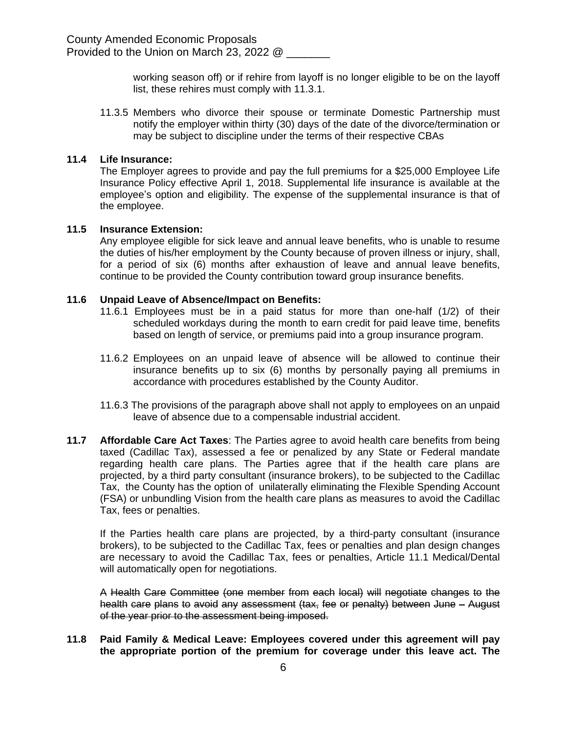working season off) or if rehire from layoff is no longer eligible to be on the layoff list, these rehires must comply with 11.3.1.

11.3.5 Members who divorce their spouse or terminate Domestic Partnership must notify the employer within thirty (30) days of the date of the divorce/termination or may be subject to discipline under the terms of their respective CBAs

**11.4 Life Insurance:**

The Employer agrees to provide and pay the full premiums for a $25,000 Employee Life Insurance Policy effective April 1, 2018. Supplemental life insurance is available at the employee's option and eligibility. The expense of the supplemental insurance is that of the employee.

**11.5 Insurance Extension:**

Any employee eligible for sick leave and annual leave benefits, who is unable to resume the duties of his/her employment by the County because of proven illness or injury, shall, for a period of six (6) months after exhaustion of leave and annual leave benefits, continue to be provided the County contribution toward group insurance benefits.

**11.6 Unpaid Leave of Absence/Impact on Benefits:**

11.6.1 Employees must be in a paid status for more than one-half (1/2) of their scheduled workdays during the month to earn credit for paid leave time, benefits based on length of service, or premiums paid into a group insurance program.

11.6.2 Employees on an unpaid leave of absence will be allowed to continue their insurance benefits up to six (6) months by personally paying all premiums in accordance with procedures established by the County Auditor.

11.6.3 The provisions of the paragraph above shall not apply to employees on an unpaid leave of absence due to a compensable industrial accident.

**11.7 Affordable Care Act Taxes**: The Parties agree to avoid health care benefits from being taxed (Cadillac Tax), assessed a fee or penalized by any State or Federal mandate regarding health care plans. The Parties agree that if the health care plans are projected, by a third party consultant (insurance brokers), to be subjected to the Cadillac Tax, the County has the option of unilaterally eliminating the Flexible Spending Account (FSA) or unbundling Vision from the health care plans as measures to avoid the Cadillac Tax, fees or penalties.

If the Parties health care plans are projected, by a third-party consultant (insurance brokers), to be subjected to the Cadillac Tax, fees or penalties and plan design changes are necessary to avoid the Cadillac Tax, fees or penalties, Article 11.1 Medical/Dental will automatically open for negotiations.

A ~~Health Care Committee (one member from each local) will negotiate changes to the health care plans to avoid any assessment (tax, fee or penalty) between June – August of the year prior to the assessment being imposed.~~

**11.8 Paid Family & Medical Leave: Employees covered under this agreement will pay the appropriate portion of the premium for coverage under this leave act. The**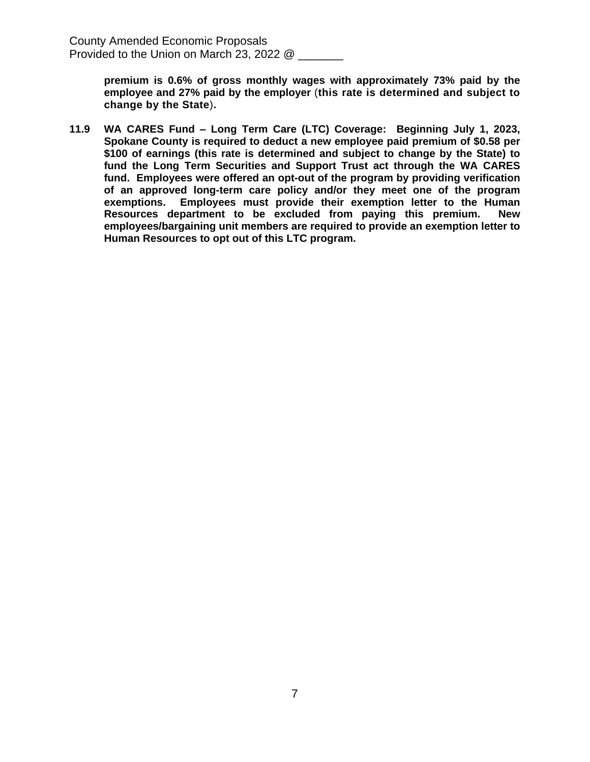**premium is 0.6% of gross monthly wages with approximately 73% paid by the employee and 27% paid by the employer (this rate is determined and subject to change by the State).**

**11.9 WA CARES Fund – Long Term Care (LTC) Coverage: Beginning July 1, 2023, Spokane County is required to deduct a new employee paid premium of $0.58 per $100 of earnings (this rate is determined and subject to change by the State) to fund the Long Term Securities and Support Trust act through the WA CARES fund. Employees were offered an opt-out of the program by providing verification of an approved long-term care policy and/or they meet one of the program exemptions. Employees must provide their exemption letter to the Human Resources department to be excluded from paying this premium. New employees/bargaining unit members are required to provide an exemption letter to Human Resources to opt out of this LTC program.**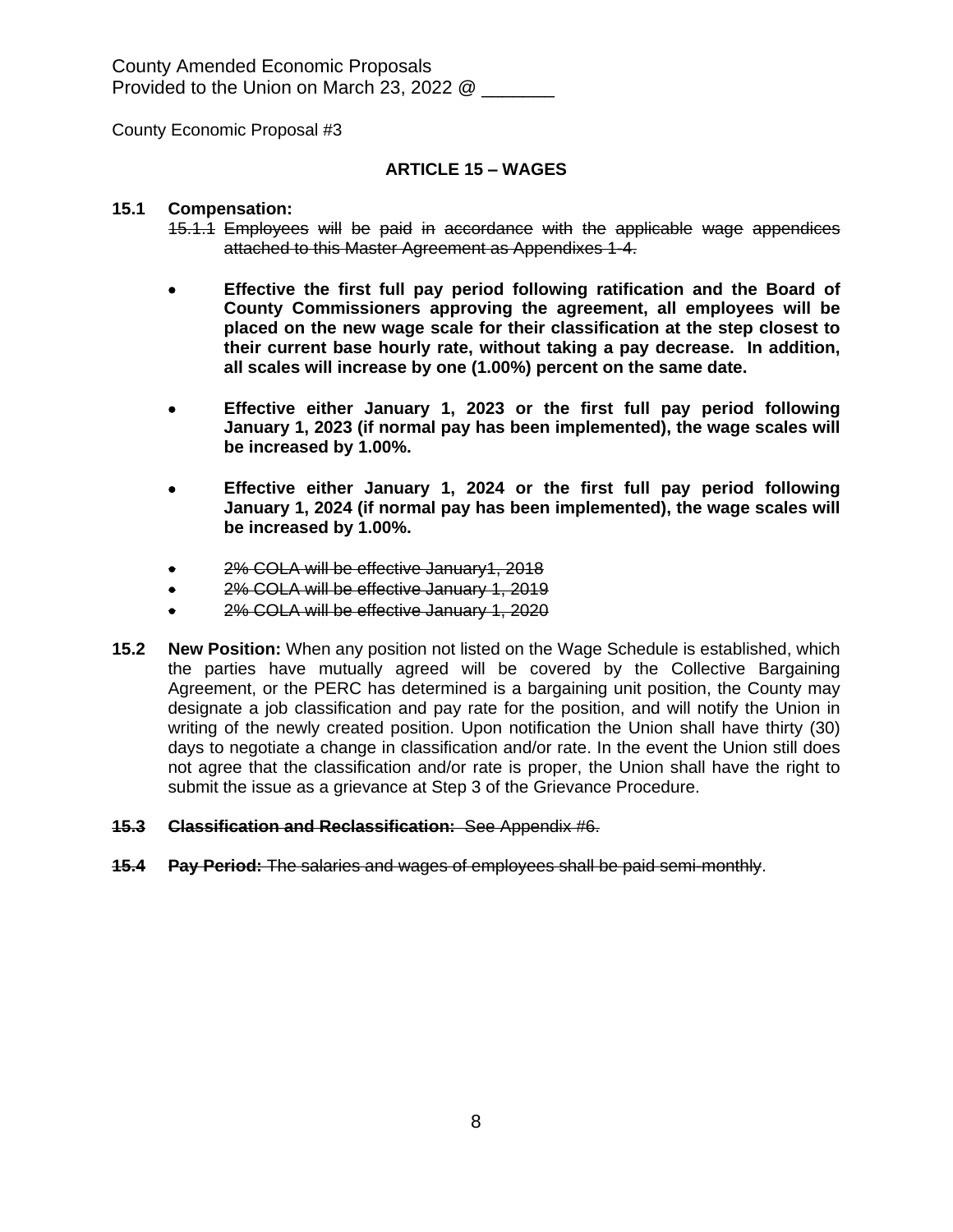County Amended Economic Proposals
Provided to the Union on March 23, 2022 @ _______

County Economic Proposal #3

## ARTICLE 15 – WAGES

**15.1 Compensation:**

~~15.1.1 Employees will be paid in accordance with the applicable wage appendices attached to this Master Agreement as Appendixes 1-4.~~

- **Effective the first full pay period following ratification and the Board of County Commissioners approving the agreement, all employees will be placed on the new wage scale for their classification at the step closest to their current base hourly rate, without taking a pay decrease. In addition, all scales will increase by one (1.00%) percent on the same date.**

- **Effective either January 1, 2023 or the first full pay period following January 1, 2023 (if normal pay has been implemented), the wage scales will be increased by 1.00%.**

- **Effective either January 1, 2024 or the first full pay period following January 1, 2024 (if normal pay has been implemented), the wage scales will be increased by 1.00%.**

- ~~2% COLA will be effective January1, 2018~~
- ~~2% COLA will be effective January 1, 2019~~
- ~~2% COLA will be effective January 1, 2020~~

**15.2 New Position:** When any position not listed on the Wage Schedule is established, which the parties have mutually agreed will be covered by the Collective Bargaining Agreement, or the PERC has determined is a bargaining unit position, the County may designate a job classification and pay rate for the position, and will notify the Union in writing of the newly created position. Upon notification the Union shall have thirty (30) days to negotiate a change in classification and/or rate. In the event the Union still does not agree that the classification and/or rate is proper, the Union shall have the right to submit the issue as a grievance at Step 3 of the Grievance Procedure.

~~**15.3 Classification and Reclassification:** See Appendix #6.~~

~~**15.4 Pay Period:** The salaries and wages of employees shall be paid semi-monthly~~.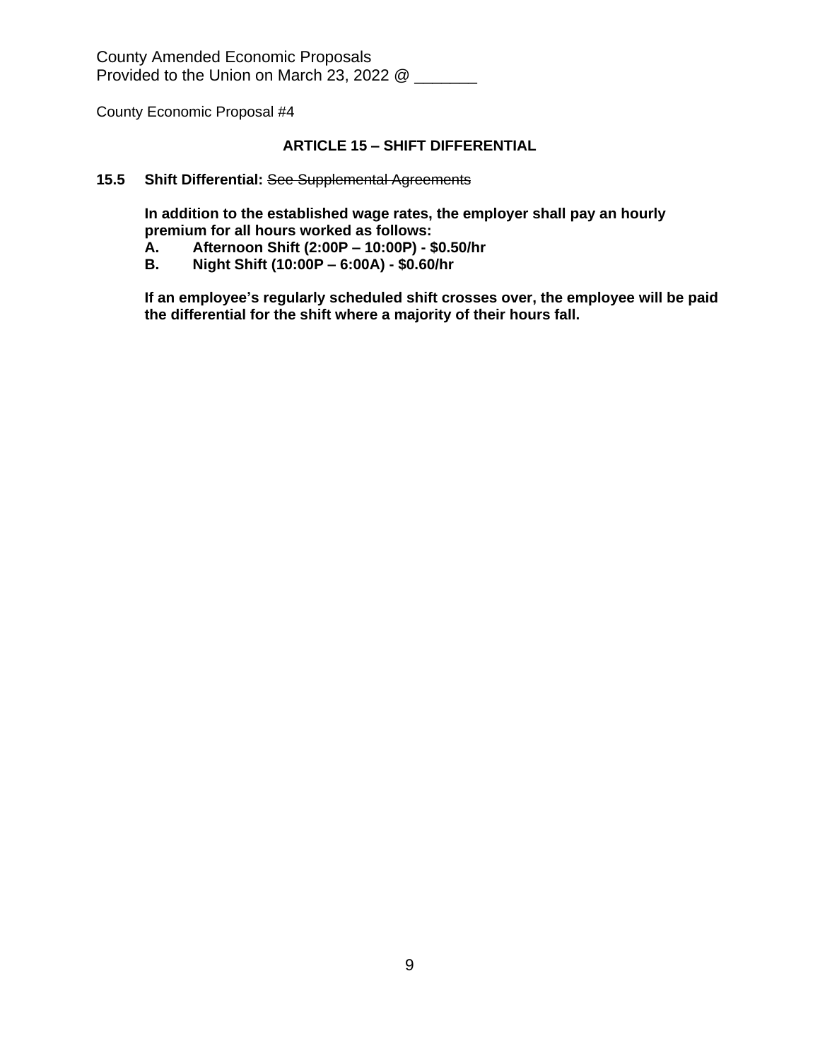County Amended Economic Proposals
Provided to the Union on March 23, 2022 @ _______

County Economic Proposal #4

## ARTICLE 15 – SHIFT DIFFERENTIAL

**15.5 Shift Differential:** ~~See Supplemental Agreements~~

**In addition to the established wage rates, the employer shall pay an hourly premium for all hours worked as follows:**

**A. Afternoon Shift (2:00P – 10:00P) - $0.50/hr**

**B. Night Shift (10:00P – 6:00A) - $0.60/hr**

**If an employee's regularly scheduled shift crosses over, the employee will be paid the differential for the shift where a majority of their hours fall.**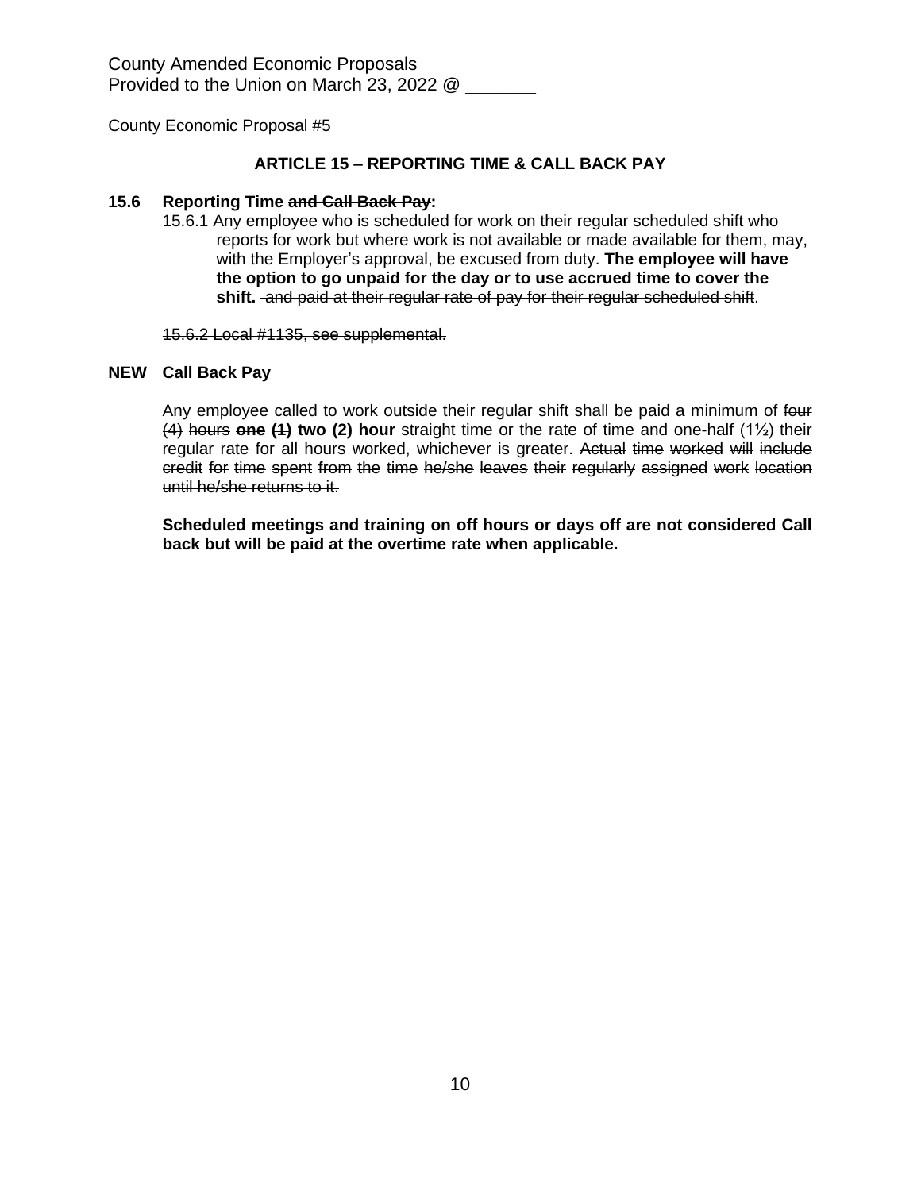County Amended Economic Proposals
Provided to the Union on March 23, 2022 @ _______

County Economic Proposal #5

## ARTICLE 15 – REPORTING TIME & CALL BACK PAY

**15.6 Reporting Time ~~and Call Back Pay~~:**

15.6.1 Any employee who is scheduled for work on their regular scheduled shift who reports for work but where work is not available or made available for them, may, with the Employer's approval, be excused from duty. **The employee will have the option to go unpaid for the day or to use accrued time to cover the shift.** ~~and paid at their regular rate of pay for their regular scheduled shift~~.

~~15.6.2 Local #1135, see supplemental.~~

**NEW Call Back Pay**

Any employee called to work outside their regular shift shall be paid a minimum of ~~four (4) hours~~ **~~one (1)~~ two (2) hour** straight time or the rate of time and one-half (1½) their regular rate for all hours worked, whichever is greater. ~~Actual time worked will include credit for time spent from the time he/she leaves their regularly assigned work location until he/she returns to it.~~

**Scheduled meetings and training on off hours or days off are not considered Call back but will be paid at the overtime rate when applicable.**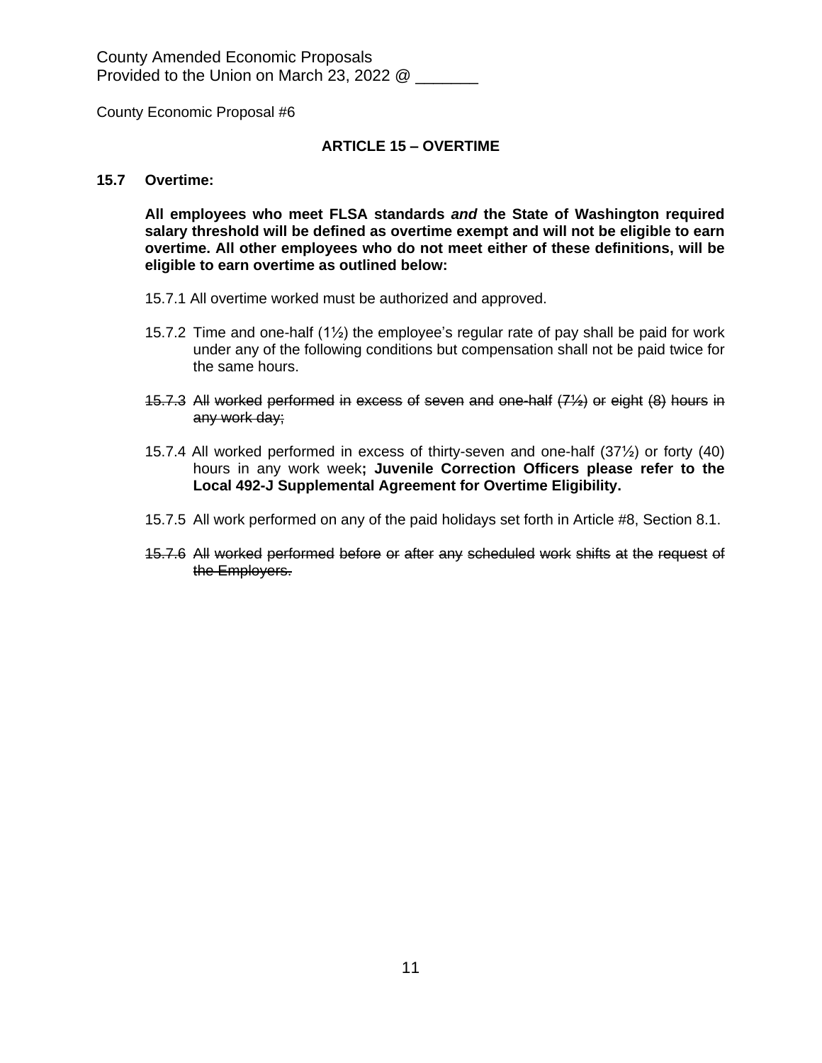County Amended Economic Proposals
Provided to the Union on March 23, 2022 @ _______

County Economic Proposal #6

## ARTICLE 15 – OVERTIME

**15.7 Overtime:**

**All employees who meet FLSA standards *and* the State of Washington required salary threshold will be defined as overtime exempt and will not be eligible to earn overtime. All other employees who do not meet either of these definitions, will be eligible to earn overtime as outlined below:**

15.7.1 All overtime worked must be authorized and approved.

15.7.2 Time and one-half (1½) the employee's regular rate of pay shall be paid for work under any of the following conditions but compensation shall not be paid twice for the same hours.

~~15.7.3 All worked performed in excess of seven and one-half (7½) or eight (8) hours in any work day;~~

15.7.4 All worked performed in excess of thirty-seven and one-half (37½) or forty (40) hours in any work week**; Juvenile Correction Officers please refer to the Local 492-J Supplemental Agreement for Overtime Eligibility.**

15.7.5 All work performed on any of the paid holidays set forth in Article #8, Section 8.1.

~~15.7.6 All worked performed before or after any scheduled work shifts at the request of the Employers.~~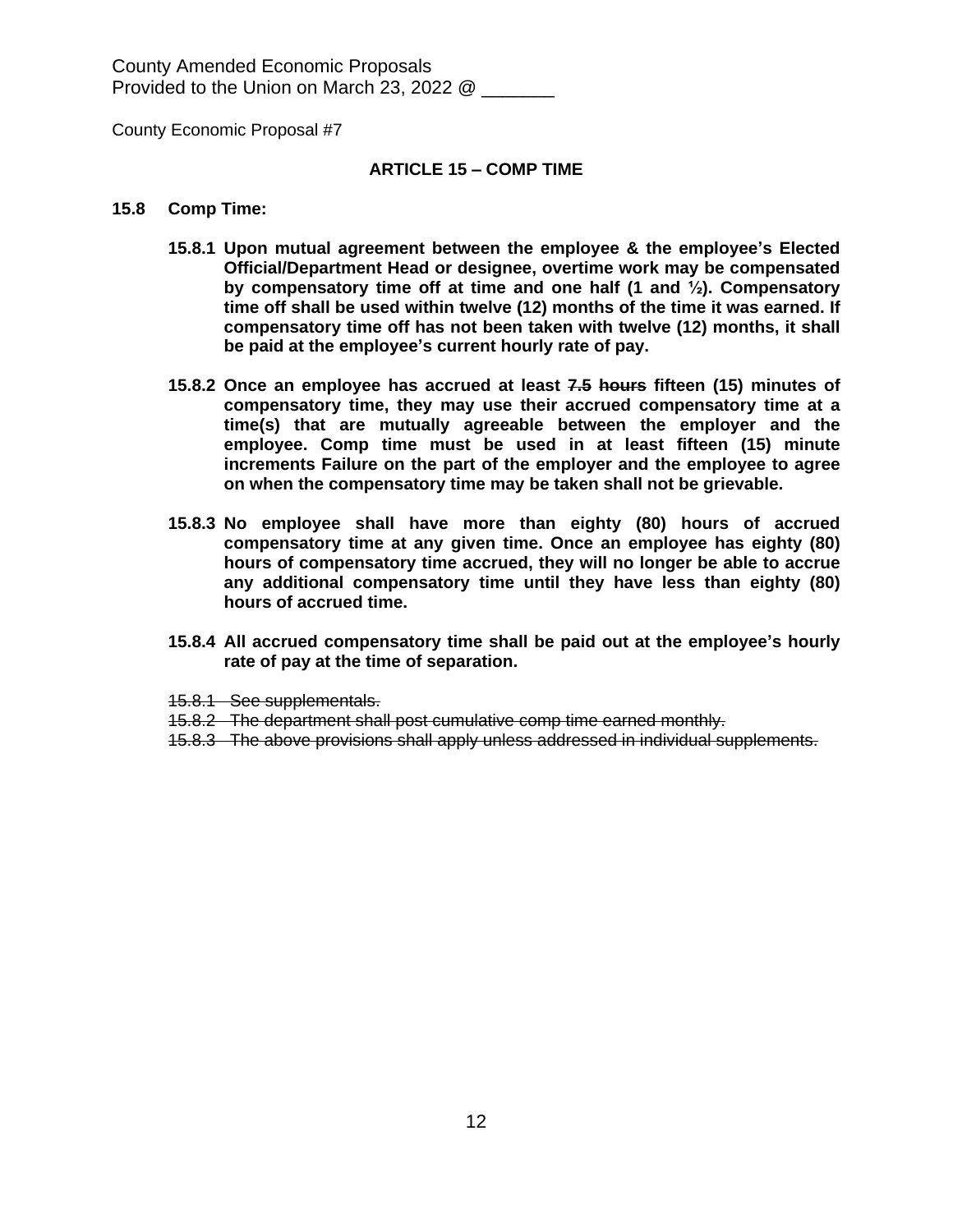County Amended Economic Proposals
Provided to the Union on March 23, 2022 @ _______

County Economic Proposal #7

**ARTICLE 15 – COMP TIME**

**15.8 Comp Time:**

**15.8.1 Upon mutual agreement between the employee & the employee's Elected Official/Department Head or designee, overtime work may be compensated by compensatory time off at time and one half (1 and ½). Compensatory time off shall be used within twelve (12) months of the time it was earned. If compensatory time off has not been taken with twelve (12) months, it shall be paid at the employee's current hourly rate of pay.**

**15.8.2 Once an employee has accrued at least ~~7.5 hours~~ fifteen (15) minutes of compensatory time, they may use their accrued compensatory time at a time(s) that are mutually agreeable between the employer and the employee. Comp time must be used in at least fifteen (15) minute increments Failure on the part of the employer and the employee to agree on when the compensatory time may be taken shall not be grievable.**

**15.8.3 No employee shall have more than eighty (80) hours of accrued compensatory time at any given time. Once an employee has eighty (80) hours of compensatory time accrued, they will no longer be able to accrue any additional compensatory time until they have less than eighty (80) hours of accrued time.**

**15.8.4 All accrued compensatory time shall be paid out at the employee's hourly rate of pay at the time of separation.**

~~15.8.1 See supplementals.~~
~~15.8.2 The department shall post cumulative comp time earned monthly.~~
~~15.8.3 The above provisions shall apply unless addressed in individual supplements.~~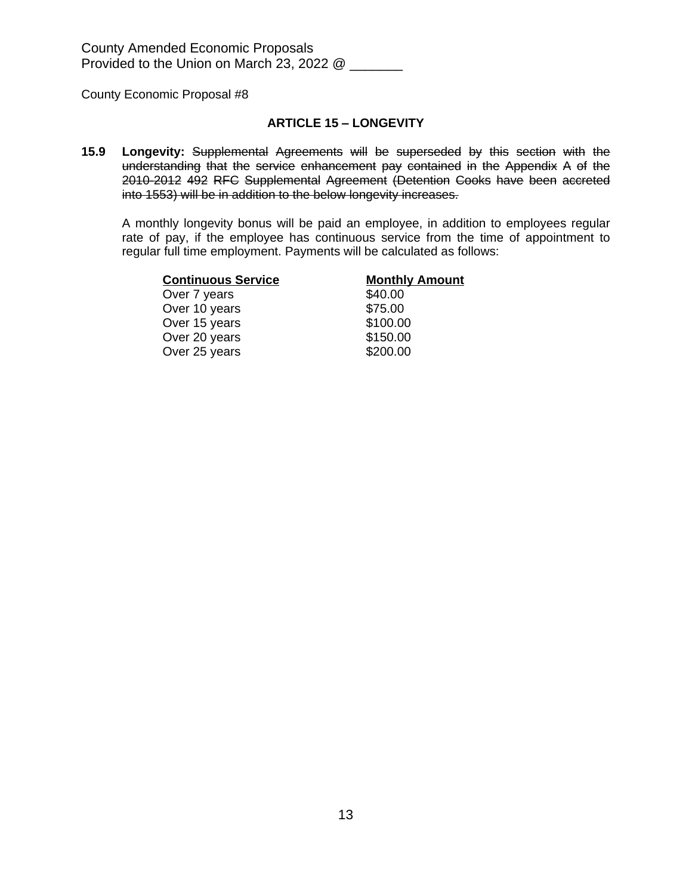County Amended Economic Proposals
Provided to the Union on March 23, 2022 @ _______

County Economic Proposal #8

### ARTICLE 15 – LONGEVITY

**15.9 Longevity:** ~~Supplemental Agreements will be superseded by this section with the understanding that the service enhancement pay contained in the Appendix A of the 2010-2012 492 RFC Supplemental Agreement (Detention Cooks have been accreted into 1553) will be in addition to the below longevity increases.~~

A monthly longevity bonus will be paid an employee, in addition to employees regular rate of pay, if the employee has continuous service from the time of appointment to regular full time employment. Payments will be calculated as follows:

| Continuous Service | Monthly Amount |
|---|---|
| Over 7 years | $40.00 |
| Over 10 years | $75.00 |
| Over 15 years | $100.00 |
| Over 20 years | $150.00 |
| Over 25 years | $200.00 |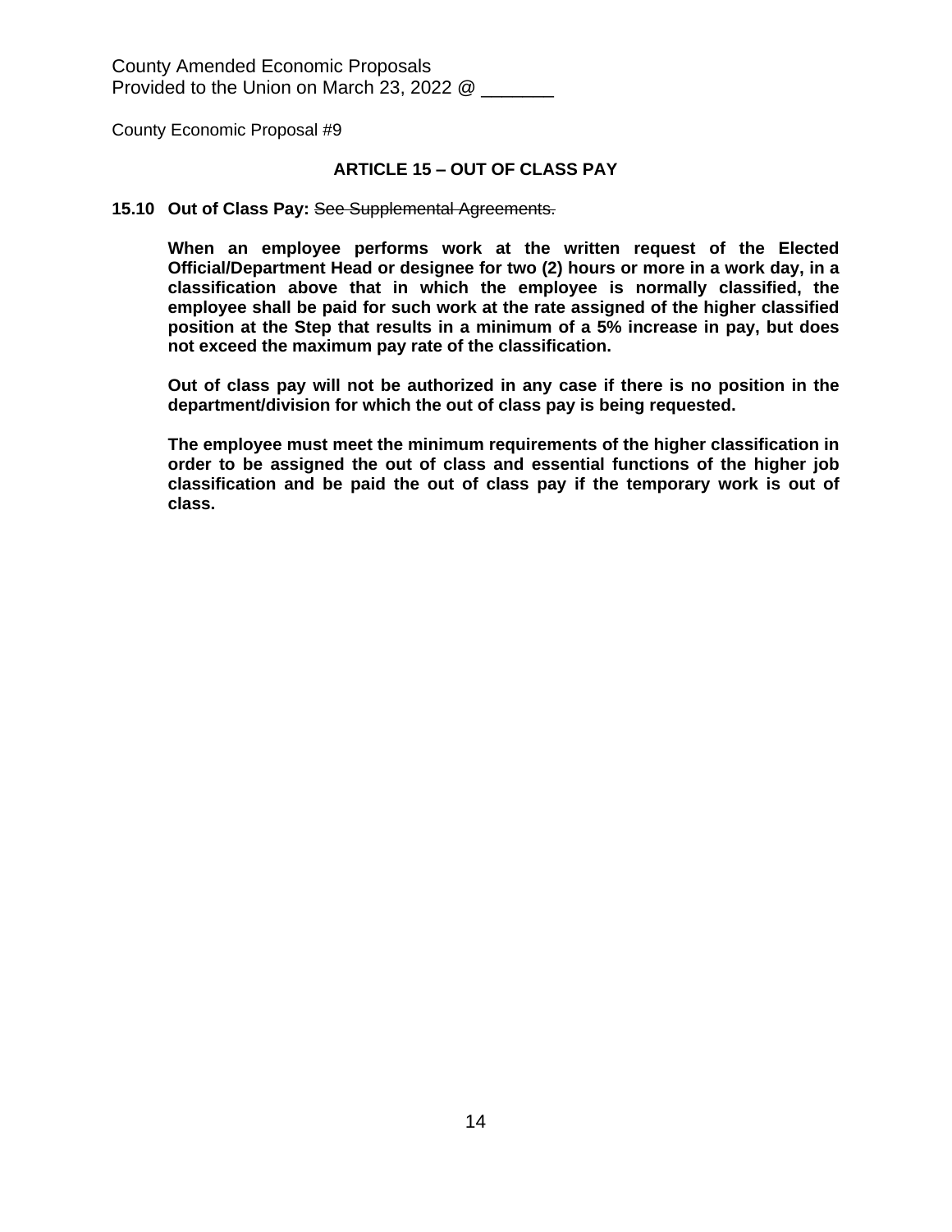County Amended Economic Proposals
Provided to the Union on March 23, 2022 @ _______

County Economic Proposal #9

## ARTICLE 15 – OUT OF CLASS PAY

**15.10 Out of Class Pay:** ~~See Supplemental Agreements.~~

**When an employee performs work at the written request of the Elected Official/Department Head or designee for two (2) hours or more in a work day, in a classification above that in which the employee is normally classified, the employee shall be paid for such work at the rate assigned of the higher classified position at the Step that results in a minimum of a 5% increase in pay, but does not exceed the maximum pay rate of the classification.**

**Out of class pay will not be authorized in any case if there is no position in the department/division for which the out of class pay is being requested.**

**The employee must meet the minimum requirements of the higher classification in order to be assigned the out of class and essential functions of the higher job classification and be paid the out of class pay if the temporary work is out of class.**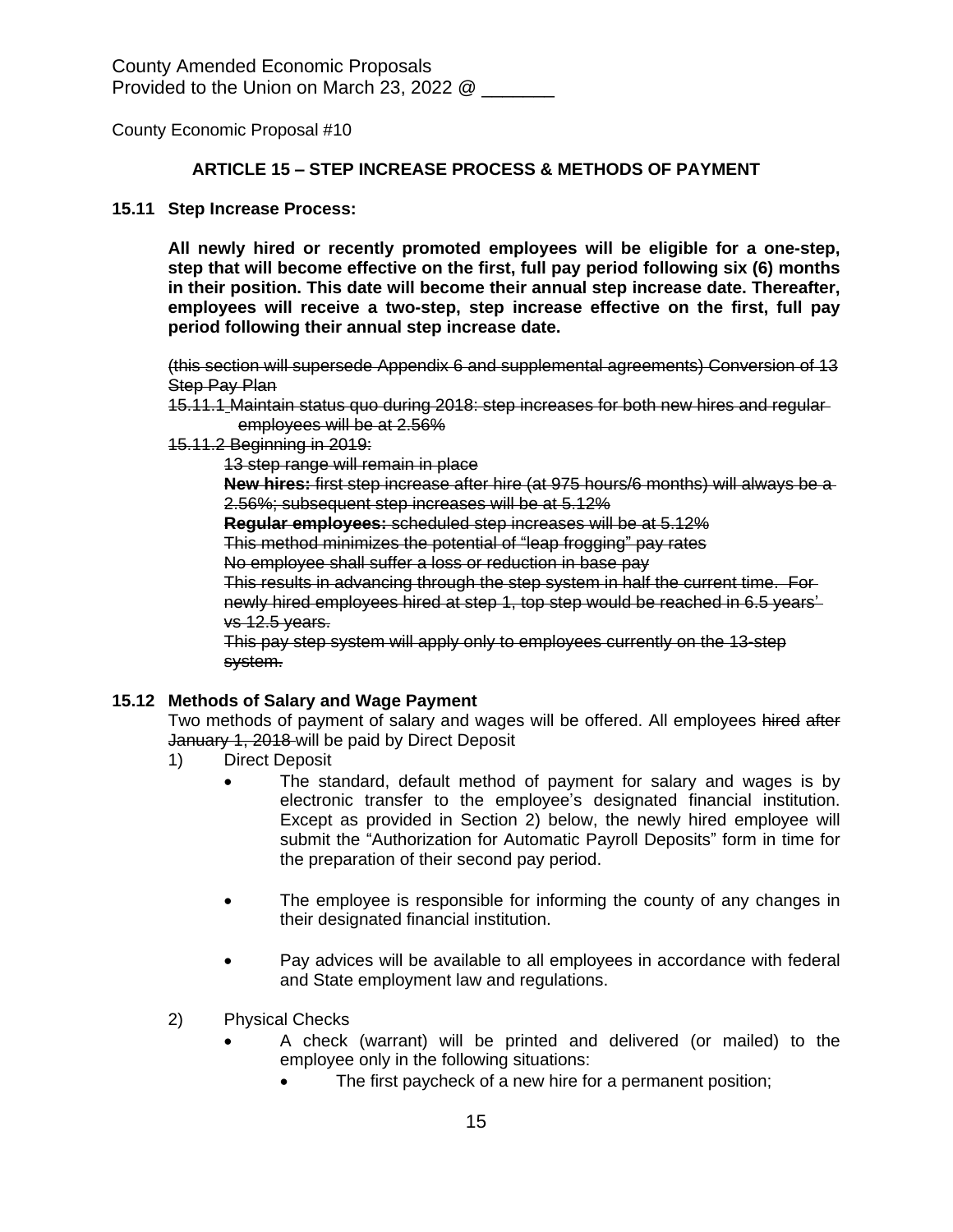County Amended Economic Proposals
Provided to the Union on March 23, 2022 @ _______

County Economic Proposal #10

### ARTICLE 15 – STEP INCREASE PROCESS & METHODS OF PAYMENT

**15.11 Step Increase Process:**

**All newly hired or recently promoted employees will be eligible for a one-step, step that will become effective on the first, full pay period following six (6) months in their position. This date will become their annual step increase date. Thereafter, employees will receive a two-step, step increase effective on the first, full pay period following their annual step increase date.**

~~(this section will supersede Appendix 6 and supplemental agreements) Conversion of 13 Step Pay Plan~~

~~15.11.1 Maintain status quo during 2018: step increases for both new hires and regular employees will be at 2.56%~~

~~15.11.2 Beginning in 2019:~~

~~13 step range will remain in place~~

~~**New hires:** first step increase after hire (at 975 hours/6 months) will always be a 2.56%; subsequent step increases will be at 5.12%~~

~~**Regular employees:** scheduled step increases will be at 5.12%~~

~~This method minimizes the potential of "leap frogging" pay rates~~

~~No employee shall suffer a loss or reduction in base pay~~

~~This results in advancing through the step system in half the current time. For newly hired employees hired at step 1, top step would be reached in 6.5 years' vs 12.5 years.~~

~~This pay step system will apply only to employees currently on the 13-step system.~~

**15.12 Methods of Salary and Wage Payment**

Two methods of payment of salary and wages will be offered. All employees ~~hired after January 1, 2018~~ will be paid by Direct Deposit

1) Direct Deposit
   - The standard, default method of payment for salary and wages is by electronic transfer to the employee's designated financial institution. Except as provided in Section 2) below, the newly hired employee will submit the "Authorization for Automatic Payroll Deposits" form in time for the preparation of their second pay period.
   - The employee is responsible for informing the county of any changes in their designated financial institution.
   - Pay advices will be available to all employees in accordance with federal and State employment law and regulations.

2) Physical Checks
   - A check (warrant) will be printed and delivered (or mailed) to the employee only in the following situations:
     - The first paycheck of a new hire for a permanent position;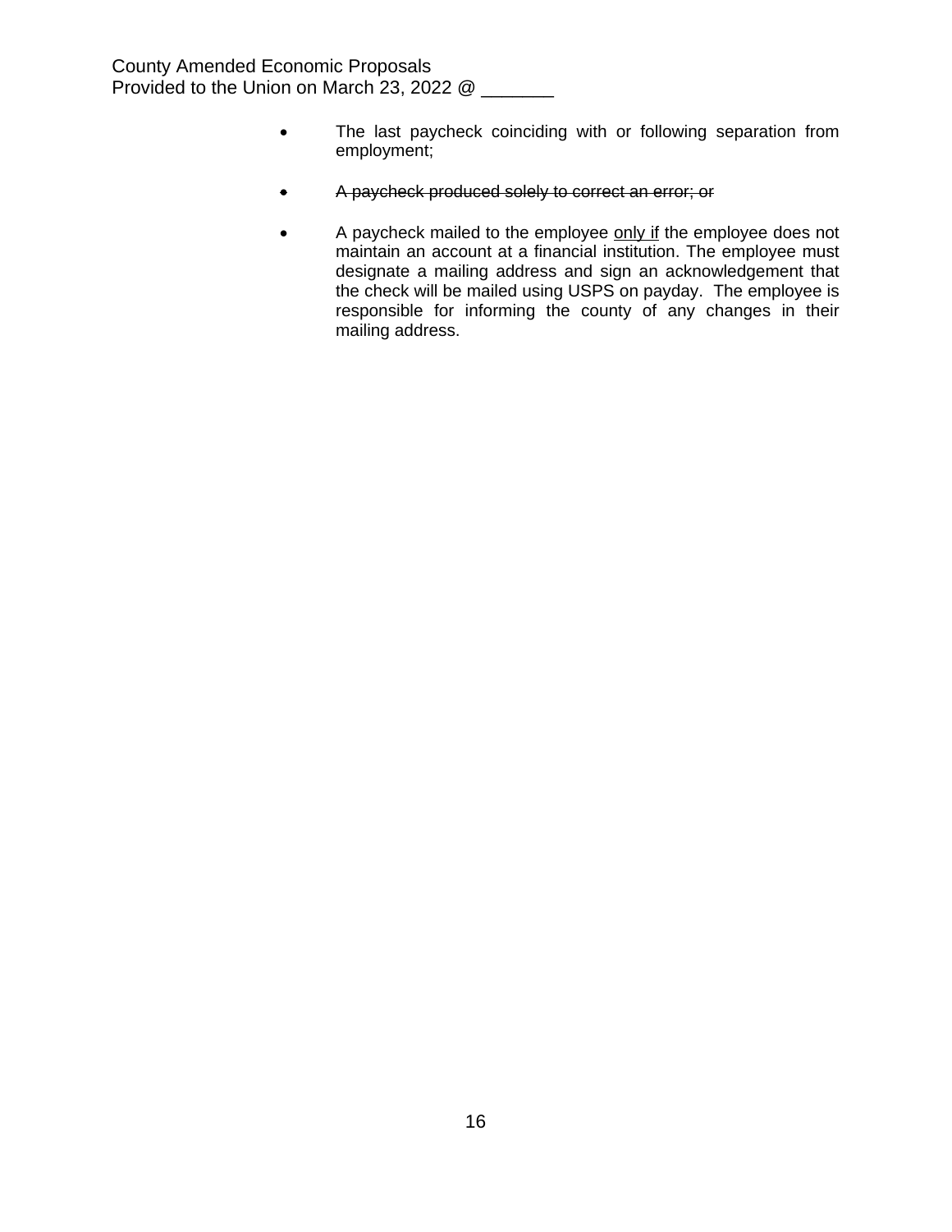- The last paycheck coinciding with or following separation from employment;

- ~~A paycheck produced solely to correct an error; or~~

- A paycheck mailed to the employee <u>only if</u> the employee does not maintain an account at a financial institution. The employee must designate a mailing address and sign an acknowledgement that the check will be mailed using USPS on payday. The employee is responsible for informing the county of any changes in their mailing address.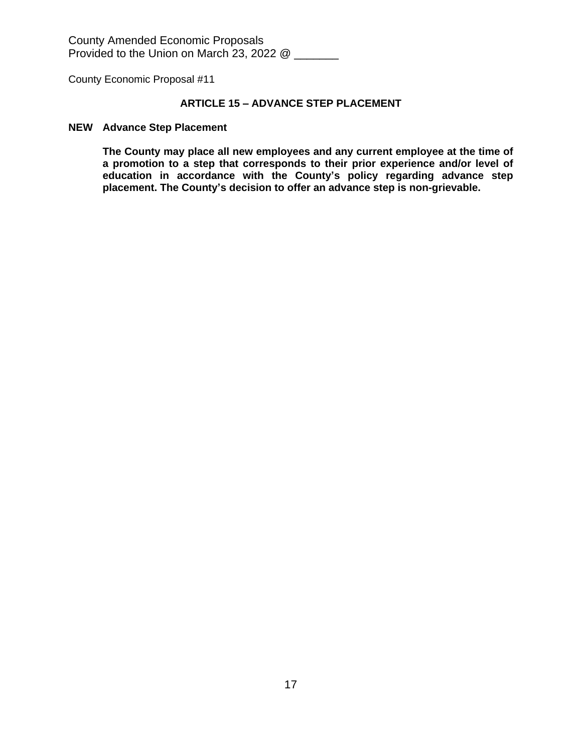County Amended Economic Proposals
Provided to the Union on March 23, 2022 @ _______

County Economic Proposal #11

## ARTICLE 15 – ADVANCE STEP PLACEMENT

**NEW Advance Step Placement**

**The County may place all new employees and any current employee at the time of a promotion to a step that corresponds to their prior experience and/or level of education in accordance with the County's policy regarding advance step placement. The County's decision to offer an advance step is non-grievable.**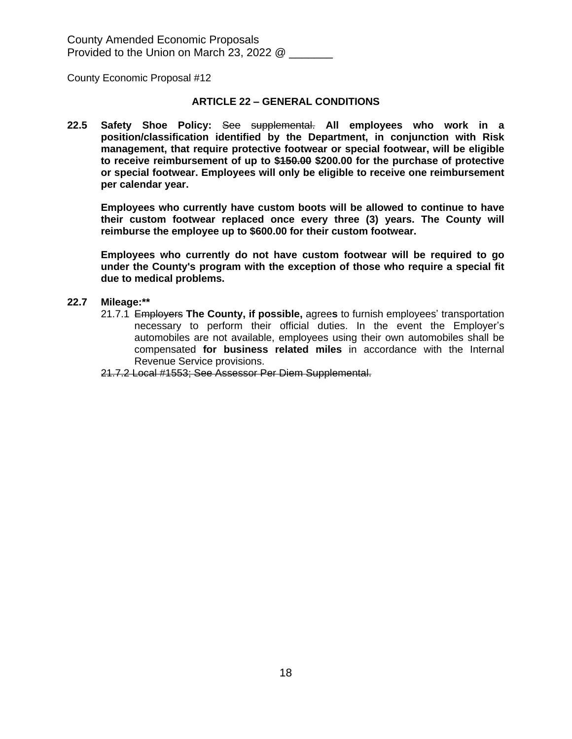County Amended Economic Proposals
Provided to the Union on March 23, 2022 @ _______

County Economic Proposal #12

## ARTICLE 22 – GENERAL CONDITIONS

**22.5 Safety Shoe Policy:** ~~See supplemental.~~ **All employees who work in a position/classification identified by the Department, in conjunction with Risk management, that require protective footwear or special footwear, will be eligible to receive reimbursement of up to $~~150.00~~ $200.00 for the purchase of protective or special footwear. Employees will only be eligible to receive one reimbursement per calendar year.**

**Employees who currently have custom boots will be allowed to continue to have their custom footwear replaced once every three (3) years. The County will reimburse the employee up to $600.00 for their custom footwear.**

**Employees who currently do not have custom footwear will be required to go under the County's program with the exception of those who require a special fit due to medical problems.**

**22.7 Mileage:****

21.7.1 ~~Employers~~ **The County, if possible,** agree**s** to furnish employees' transportation necessary to perform their official duties. In the event the Employer's automobiles are not available, employees using their own automobiles shall be compensated **for business related miles** in accordance with the Internal Revenue Service provisions.

~~21.7.2 Local #1553; See Assessor Per Diem Supplemental.~~